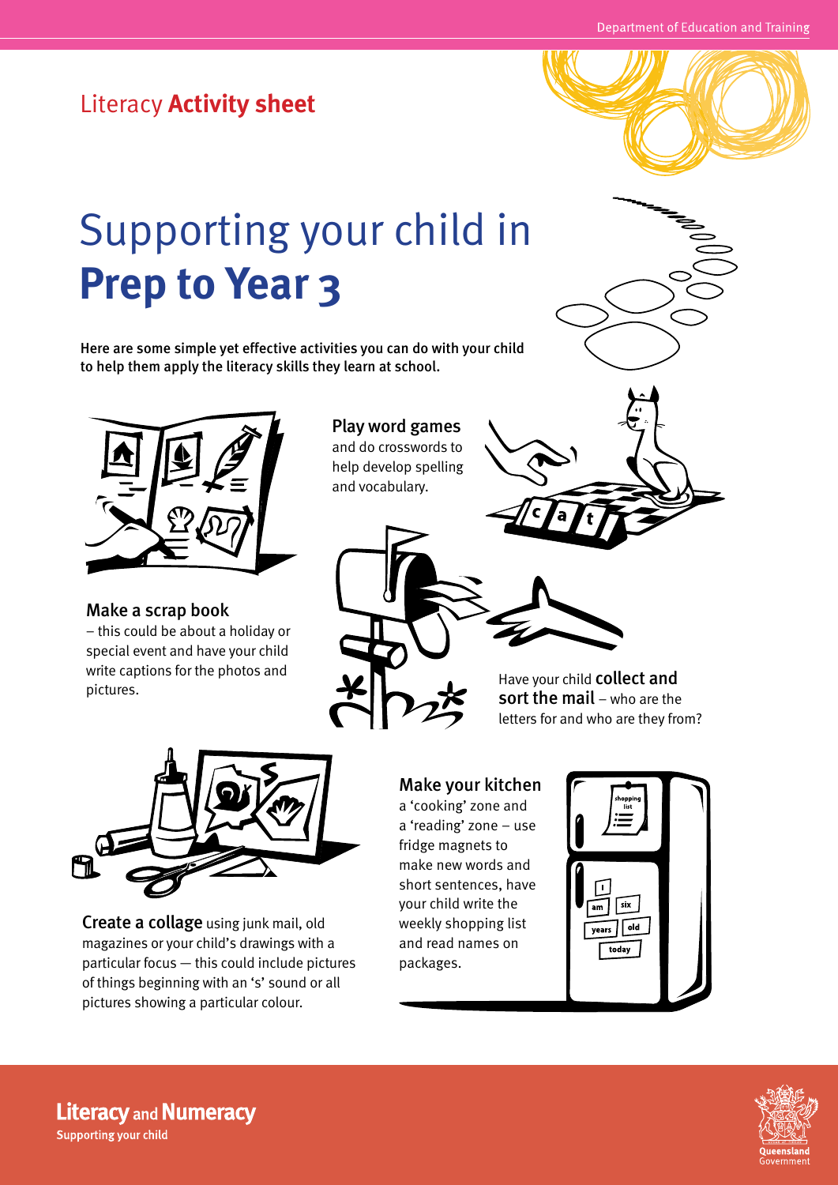Literacy **Activity sheet**

# Supporting your child in **Prep to Year 3**

**Here are some simple yet effective activities you can do with your child to help them apply the literacy skills they learn at school.**

**Make a scrap book** – this could be about a holiday or special event and have your child write captions for the photos and pictures.

**Play word games** and do crosswords to help develop spelling and vocabulary.

Have your child **collect and sort the mail** – who are the letters for and who are they from?

**Create a collage** using junk mail, old magazines or your child's drawings with a particular focus — this could include pictures of things beginning with an 's' sound or all pictures showing a particular colour.

**Make your kitchen** a 'cooking' zone and a 'reading' zone – use fridge magnets to make new words and short sentences, have your child write the weekly shopping list and read names on packages.

**Literacy** and **Numeracy**
Supporting your child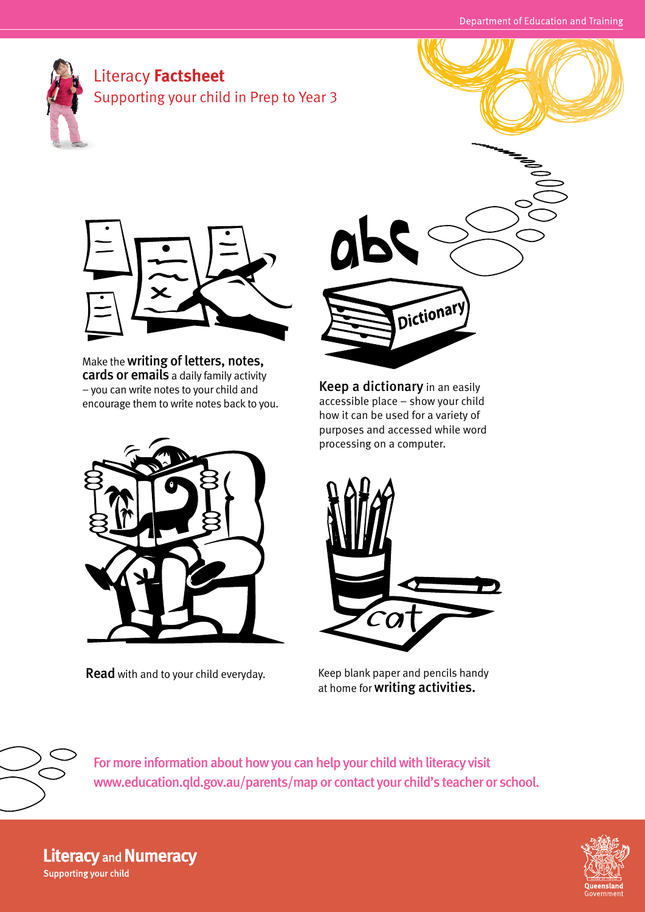# Literacy **Factsheet**

## Supporting your child in Prep to Year 3

Make the **writing of letters, notes, cards or emails** a daily family activity – you can write notes to your child and encourage them to write notes back to you.

**Keep a dictionary** in an easily accessible place – show your child how it can be used for a variety of purposes and accessed while word processing on a computer.

**Read** with and to your child everyday.

Keep blank paper and pencils handy at home for **writing activities.**

For more information about how you can help your child with literacy visit www.education.qld.gov.au/parents/map or contact your child's teacher or school.

**Literacy** and **Numeracy**
**Supporting your child**